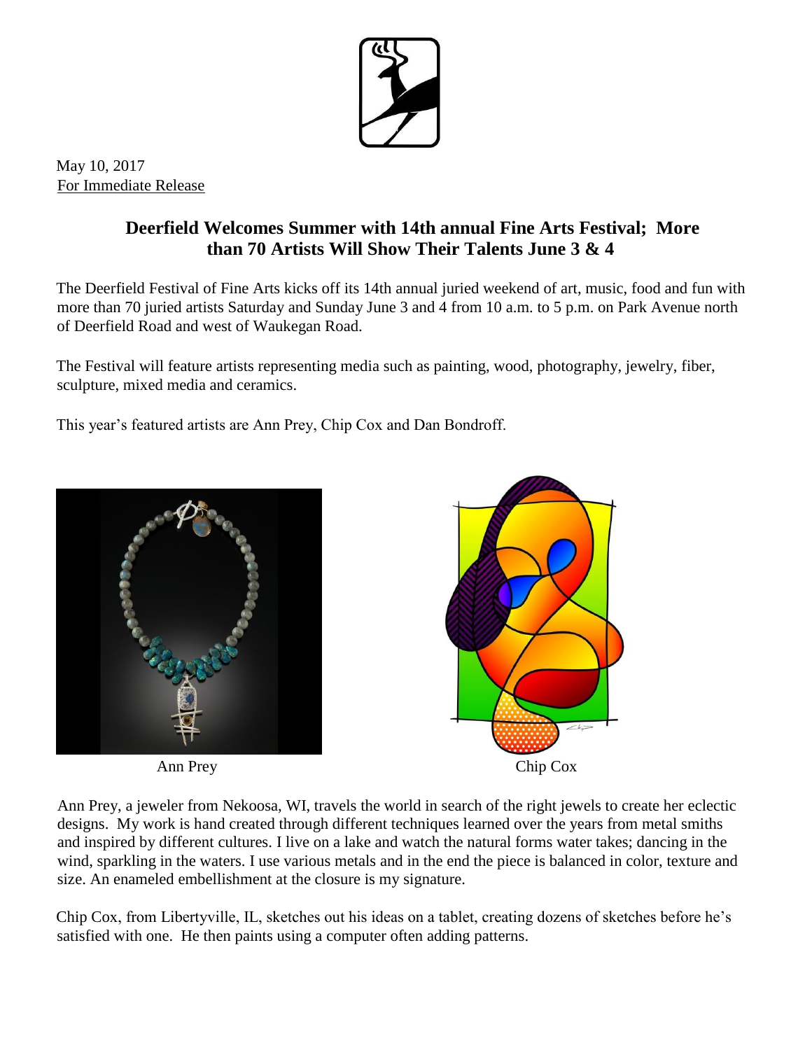May 10, 2017

For Immediate Release

# Deerfield Welcomes Summer with 14th annual Fine Arts Festival; More than 70 Artists Will Show Their Talents June 3 & 4

The Deerfield Festival of Fine Arts kicks off its 14th annual juried weekend of art, music, food and fun with more than 70 juried artists Saturday and Sunday June 3 and 4 from 10 a.m. to 5 p.m. on Park Avenue north of Deerfield Road and west of Waukegan Road.

The Festival will feature artists representing media such as painting, wood, photography, jewelry, fiber, sculpture, mixed media and ceramics.

This year's featured artists are Ann Prey, Chip Cox and Dan Bondroff.

Ann Prey

Chip Cox

Ann Prey, a jeweler from Nekoosa, WI, travels the world in search of the right jewels to create her eclectic designs. My work is hand created through different techniques learned over the years from metal smiths and inspired by different cultures. I live on a lake and watch the natural forms water takes; dancing in the wind, sparkling in the waters. I use various metals and in the end the piece is balanced in color, texture and size. An enameled embellishment at the closure is my signature.

Chip Cox, from Libertyville, IL, sketches out his ideas on a tablet, creating dozens of sketches before he's satisfied with one. He then paints using a computer often adding patterns.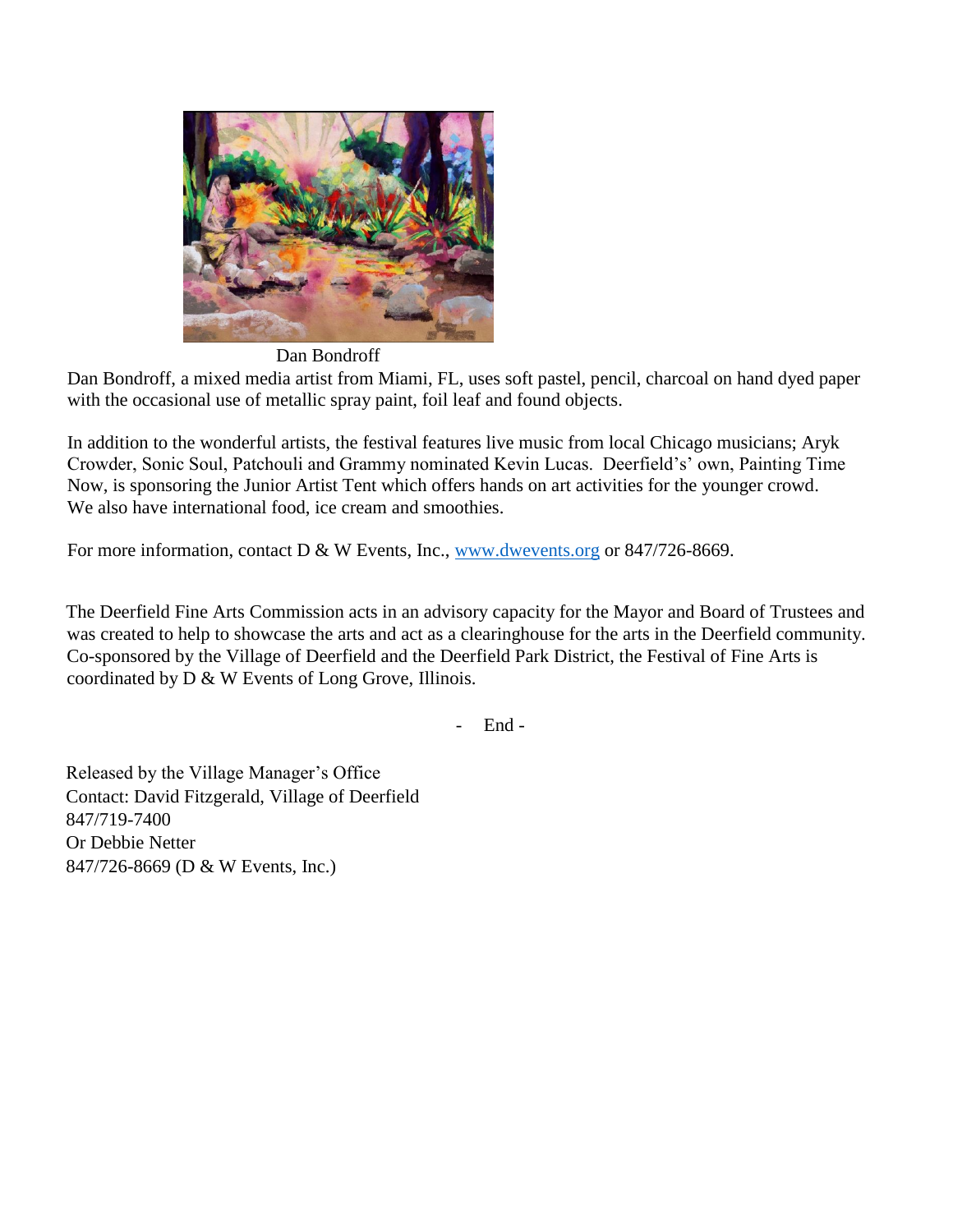Dan Bondroff

Dan Bondroff, a mixed media artist from Miami, FL, uses soft pastel, pencil, charcoal on hand dyed paper with the occasional use of metallic spray paint, foil leaf and found objects.

In addition to the wonderful artists, the festival features live music from local Chicago musicians; Aryk Crowder, Sonic Soul, Patchouli and Grammy nominated Kevin Lucas. Deerfield's' own, Painting Time Now, is sponsoring the Junior Artist Tent which offers hands on art activities for the younger crowd. We also have international food, ice cream and smoothies.

For more information, contact D & W Events, Inc., www.dwevents.org or 847/726-8669.

The Deerfield Fine Arts Commission acts in an advisory capacity for the Mayor and Board of Trustees and was created to help to showcase the arts and act as a clearinghouse for the arts in the Deerfield community. Co-sponsored by the Village of Deerfield and the Deerfield Park District, the Festival of Fine Arts is coordinated by D & W Events of Long Grove, Illinois.

\- End -

Released by the Village Manager's Office
Contact: David Fitzgerald, Village of Deerfield
847/719-7400
Or Debbie Netter
847/726-8669 (D & W Events, Inc.)